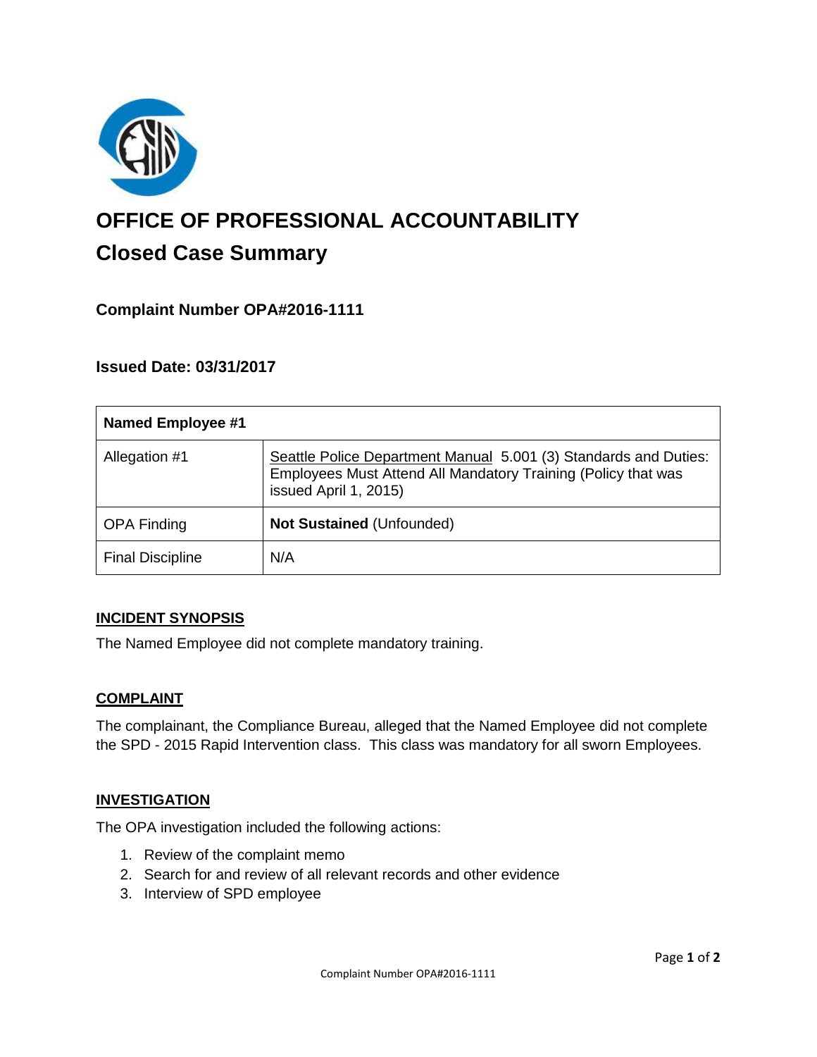# OFFICE OF PROFESSIONAL ACCOUNTABILITY

## Closed Case Summary

### Complaint Number OPA#2016-1111

### Issued Date: 03/31/2017

| Named Employee #1 | |
|---|---|
| Allegation #1 | Seattle Police Department Manual 5.001 (3) Standards and Duties: Employees Must Attend All Mandatory Training (Policy that was issued April 1, 2015) |
| OPA Finding | **Not Sustained** (Unfounded) |
| Final Discipline | N/A |

**INCIDENT SYNOPSIS**

The Named Employee did not complete mandatory training.

**COMPLAINT**

The complainant, the Compliance Bureau, alleged that the Named Employee did not complete the SPD - 2015 Rapid Intervention class. This class was mandatory for all sworn Employees.

**INVESTIGATION**

The OPA investigation included the following actions:

1. Review of the complaint memo
2. Search for and review of all relevant records and other evidence
3. Interview of SPD employee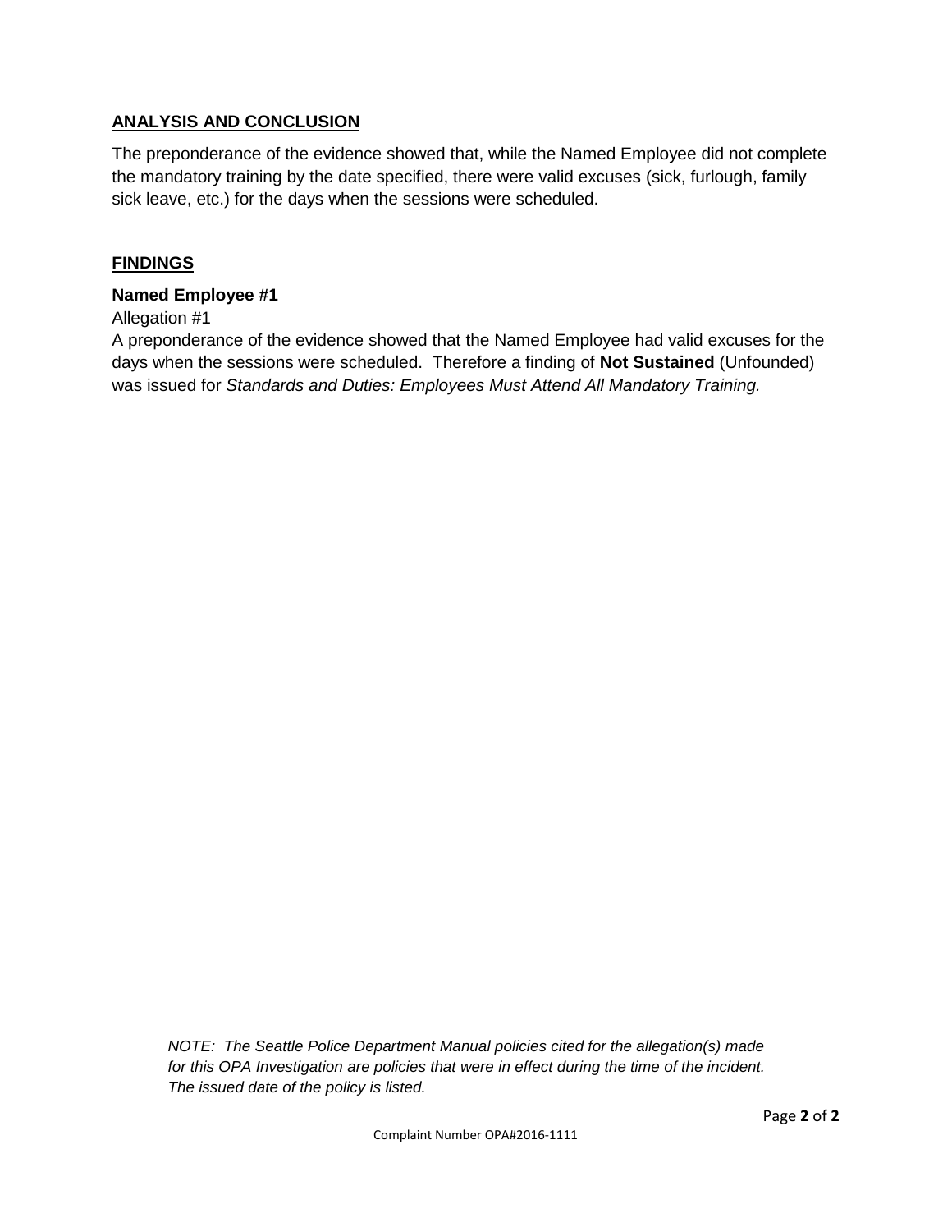## ANALYSIS AND CONCLUSION

The preponderance of the evidence showed that, while the Named Employee did not complete the mandatory training by the date specified, there were valid excuses (sick, furlough, family sick leave, etc.) for the days when the sessions were scheduled.

## FINDINGS

**Named Employee #1**

Allegation #1

A preponderance of the evidence showed that the Named Employee had valid excuses for the days when the sessions were scheduled. Therefore a finding of **Not Sustained** (Unfounded) was issued for *Standards and Duties: Employees Must Attend All Mandatory Training.*

*NOTE: The Seattle Police Department Manual policies cited for the allegation(s) made for this OPA Investigation are policies that were in effect during the time of the incident. The issued date of the policy is listed.*

Complaint Number OPA#2016-1111